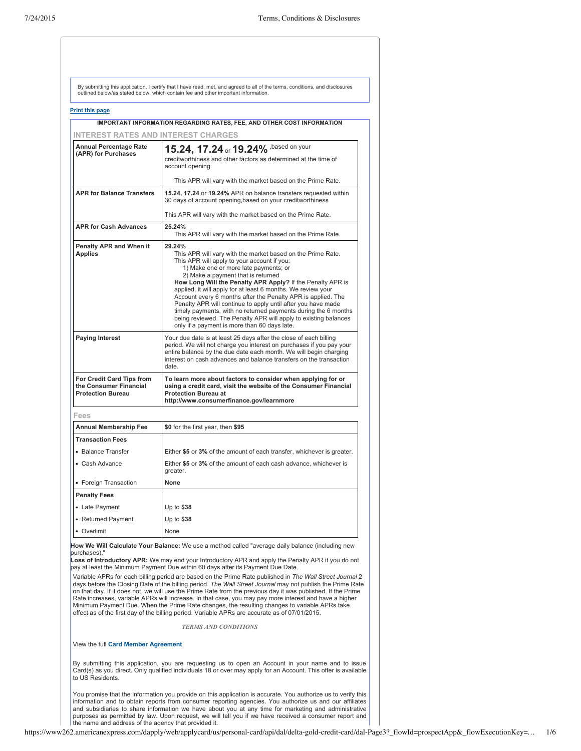By submitting this application, I certify that I have read, met, and agreed to all of the terms, conditions, and disclosures outlined below/as stated below, which contain fee and other important information.

Print this page

**IMPORTANT INFORMATION REGARDING RATES, FEE, AND OTHER COST INFORMATION**

## INTEREST RATES AND INTEREST CHARGES

| | |
|---|---|
| **Annual Percentage Rate (APR) for Purchases** | **15.24, 17.24** or **19.24%**, based on your creditworthiness and other factors as determined at the time of account opening.<br><br>This APR will vary with the market based on the Prime Rate. |
| **APR for Balance Transfers** | **15.24, 17.24** or **19.24%** APR on balance transfers requested within 30 days of account opening, based on your creditworthiness<br><br>This APR will vary with the market based on the Prime Rate. |
| **APR for Cash Advances** | **25.24%**<br>This APR will vary with the market based on the Prime Rate. |
| **Penalty APR and When it Applies** | **29.24%**<br>This APR will vary with the market based on the Prime Rate.<br>This APR will apply to your account if you:<br>1) Make one or more late payments; or<br>2) Make a payment that is returned<br>**How Long Will the Penalty APR Apply?** If the Penalty APR is applied, it will apply for at least 6 months. We review your Account every 6 months after the Penalty APR is applied. The Penalty APR will continue to apply until after you have made timely payments, with no returned payments during the 6 months being reviewed. The Penalty APR will apply to existing balances only if a payment is more than 60 days late. |
| **Paying Interest** | Your due date is at least 25 days after the close of each billing period. We will not charge you interest on purchases if you pay your entire balance by the due date each month. We will begin charging interest on cash advances and balance transfers on the transaction date. |
| **For Credit Card Tips from the Consumer Financial Protection Bureau** | **To learn more about factors to consider when applying for or using a credit card, visit the website of the Consumer Financial Protection Bureau at http://www.consumerfinance.gov/learnmore** |

## Fees

| | |
|---|---|
| **Annual Membership Fee** | **$0** for the first year, then **$95** |
| **Transaction Fees** | |
| • Balance Transfer | Either **$5** or **3%** of the amount of each transfer, whichever is greater. |
| • Cash Advance | Either **$5** or **3%** of the amount of each cash advance, whichever is greater. |
| • Foreign Transaction | **None** |
| **Penalty Fees** | |
| • Late Payment | Up to **$38** |
| • Returned Payment | Up to **$38** |
| • Overlimit | None |

**How We Will Calculate Your Balance:** We use a method called "average daily balance (including new purchases)."
**Loss of Introductory APR:** We may end your Introductory APR and apply the Penalty APR if you do not pay at least the Minimum Payment Due within 60 days after its Payment Due Date.

Variable APRs for each billing period are based on the Prime Rate published in *The Wall Street Journal* 2 days before the Closing Date of the billing period. *The Wall Street Journal* may not publish the Prime Rate on that day. If it does not, we will use the Prime Rate from the previous day it was published. If the Prime Rate increases, variable APRs will increase. In that case, you may pay more interest and have a higher Minimum Payment Due. When the Prime Rate changes, the resulting changes to variable APRs take effect as of the first day of the billing period. Variable APRs are accurate as of 07/01/2015.

*TERMS AND CONDITIONS*

View the full **Card Member Agreement**.

By submitting this application, you are requesting us to open an Account in your name and to issue Card(s) as you direct. Only qualified individuals 18 or over may apply for an Account. This offer is available to US Residents.

You promise that the information you provide on this application is accurate. You authorize us to verify this information and to obtain reports from consumer reporting agencies. You authorize us and our affiliates and subsidiaries to share information we have about you at any time for marketing and administrative purposes as permitted by law. Upon request, we will tell you if we have received a consumer report and the name and address of the agency that provided it.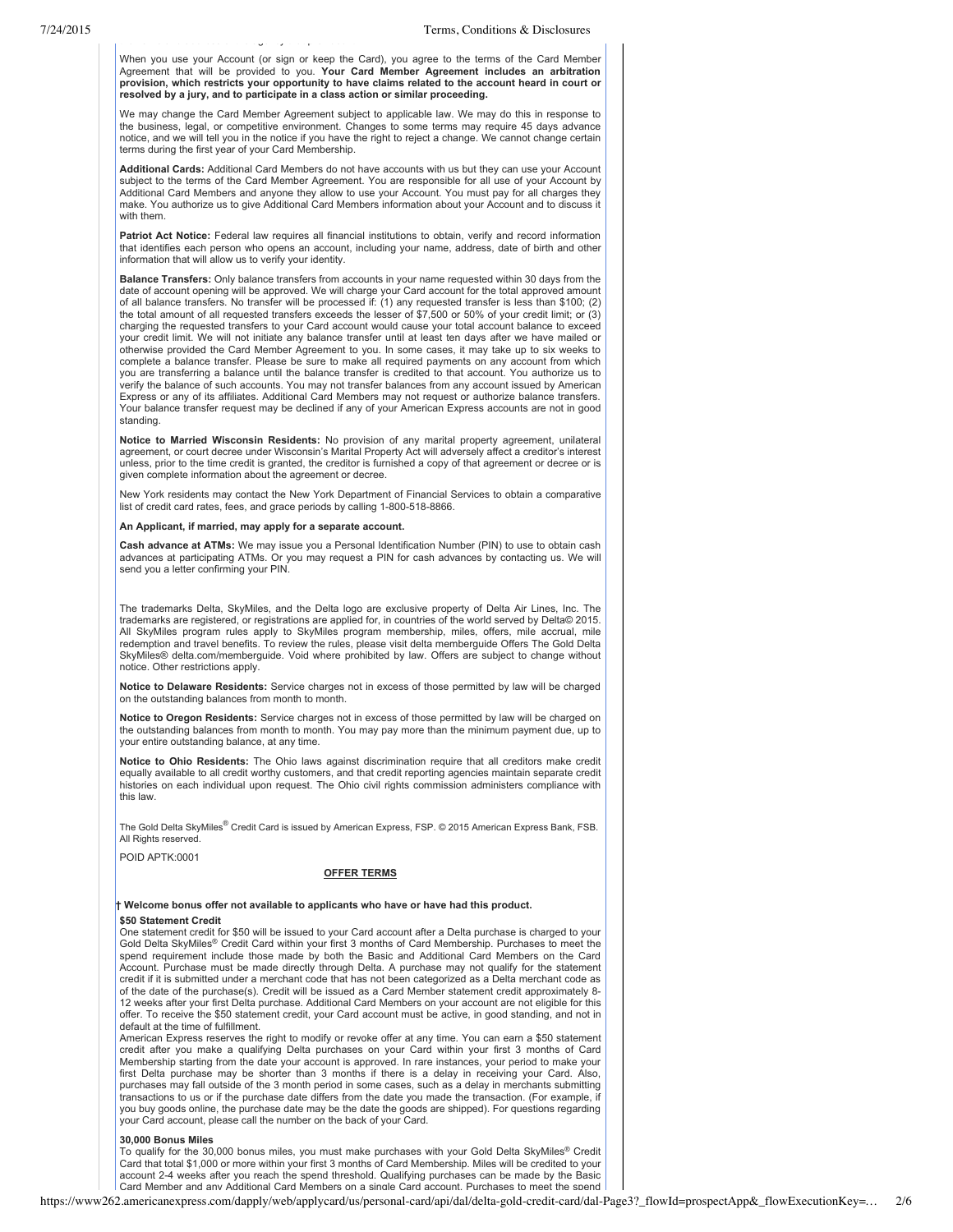When you use your Account (or sign or keep the Card), you agree to the terms of the Card Member Agreement that will be provided to you. **Your Card Member Agreement includes an arbitration provision, which restricts your opportunity to have claims related to the account heard in court or resolved by a jury, and to participate in a class action or similar proceeding.**

We may change the Card Member Agreement subject to applicable law. We may do this in response to the business, legal, or competitive environment. Changes to some terms may require 45 days advance notice, and we will tell you in the notice if you have the right to reject a change. We cannot change certain terms during the first year of your Card Membership.

**Additional Cards:** Additional Card Members do not have accounts with us but they can use your Account subject to the terms of the Card Member Agreement. You are responsible for all use of your Account by Additional Card Members and anyone they allow to use your Account. You must pay for all charges they make. You authorize us to give Additional Card Members information about your Account and to discuss it with them.

**Patriot Act Notice:** Federal law requires all financial institutions to obtain, verify and record information that identifies each person who opens an account, including your name, address, date of birth and other information that will allow us to verify your identity.

**Balance Transfers:** Only balance transfers from accounts in your name requested within 30 days from the date of account opening will be approved. We will charge your Card account for the total approved amount of all balance transfers. No transfer will be processed if: (1) any requested transfer is less than $100; (2) the total amount of all requested transfers exceeds the lesser of $7,500 or 50% of your credit limit; or (3) charging the requested transfers to your Card account would cause your total account balance to exceed your credit limit. We will not initiate any balance transfer until at least ten days after we have mailed or otherwise provided the Card Member Agreement to you. In some cases, it may take up to six weeks to complete a balance transfer. Please be sure to make all required payments on any account from which you are transferring a balance until the balance transfer is credited to that account. You authorize us to verify the balance of such accounts. You may not transfer balances from any account issued by American Express or any of its affiliates. Additional Card Members may not request or authorize balance transfers. Your balance transfer request may be declined if any of your American Express accounts are not in good standing.

**Notice to Married Wisconsin Residents:** No provision of any marital property agreement, unilateral agreement, or court decree under Wisconsin's Marital Property Act will adversely affect a creditor's interest unless, prior to the time credit is granted, the creditor is furnished a copy of that agreement or decree or is given complete information about the agreement or decree.

New York residents may contact the New York Department of Financial Services to obtain a comparative list of credit card rates, fees, and grace periods by calling 1-800-518-8866.

**An Applicant, if married, may apply for a separate account.**

**Cash advance at ATMs:** We may issue you a Personal Identification Number (PIN) to use to obtain cash advances at participating ATMs. Or you may request a PIN for cash advances by contacting us. We will send you a letter confirming your PIN.

The trademarks Delta, SkyMiles, and the Delta logo are exclusive property of Delta Air Lines, Inc. The trademarks are registered, or registrations are applied for, in countries of the world served by Delta© 2015. All SkyMiles program rules apply to SkyMiles program membership, miles, offers, mile accrual, mile redemption and travel benefits. To review the rules, please visit delta memberguide Offers The Gold Delta SkyMiles® delta.com/memberguide. Void where prohibited by law. Offers are subject to change without notice. Other restrictions apply.

**Notice to Delaware Residents:** Service charges not in excess of those permitted by law will be charged on the outstanding balances from month to month.

**Notice to Oregon Residents:** Service charges not in excess of those permitted by law will be charged on the outstanding balances from month to month. You may pay more than the minimum payment due, up to your entire outstanding balance, at any time.

**Notice to Ohio Residents:** The Ohio laws against discrimination require that all creditors make credit equally available to all credit worthy customers, and that credit reporting agencies maintain separate credit histories on each individual upon request. The Ohio civil rights commission administers compliance with this law.

The Gold Delta SkyMiles® Credit Card is issued by American Express, FSP. © 2015 American Express Bank, FSB. All Rights reserved.

POID APTK:0001

## OFFER TERMS

**† Welcome bonus offer not available to applicants who have or have had this product.**

**$50 Statement Credit**

One statement credit for $50 will be issued to your Card account after a Delta purchase is charged to your Gold Delta SkyMiles® Credit Card within your first 3 months of Card Membership. Purchases to meet the spend requirement include those made by both the Basic and Additional Card Members on the Card Account. Purchase must be made directly through Delta. A purchase may not qualify for the statement credit if it is submitted under a merchant code that has not been categorized as a Delta merchant code as of the date of the purchase(s). Credit will be issued as a Card Member statement credit approximately 8-12 weeks after your first Delta purchase. Additional Card Members on your account are not eligible for this offer. To receive the $50 statement credit, your Card account must be active, in good standing, and not in default at the time of fulfillment.

American Express reserves the right to modify or revoke offer at any time. You can earn a $50 statement credit after you make a qualifying Delta purchases on your Card within your first 3 months of Card Membership starting from the date your account is approved. In rare instances, your period to make your first Delta purchase may be shorter than 3 months if there is a delay in receiving your Card. Also, purchases may fall outside of the 3 month period in some cases, such as a delay in merchants submitting transactions to us or if the purchase date differs from the date you made the transaction. (For example, if you buy goods online, the purchase date may be the date the goods are shipped). For questions regarding your Card account, please call the number on the back of your Card.

**30,000 Bonus Miles**

To qualify for the 30,000 bonus miles, you must make purchases with your Gold Delta SkyMiles® Credit Card that total $1,000 or more within your first 3 months of Card Membership. Miles will be credited to your account 2-4 weeks after you reach the spend threshold. Qualifying purchases can be made by the Basic Card Member and any Additional Card Members on a single Card account. Purchases to meet the spend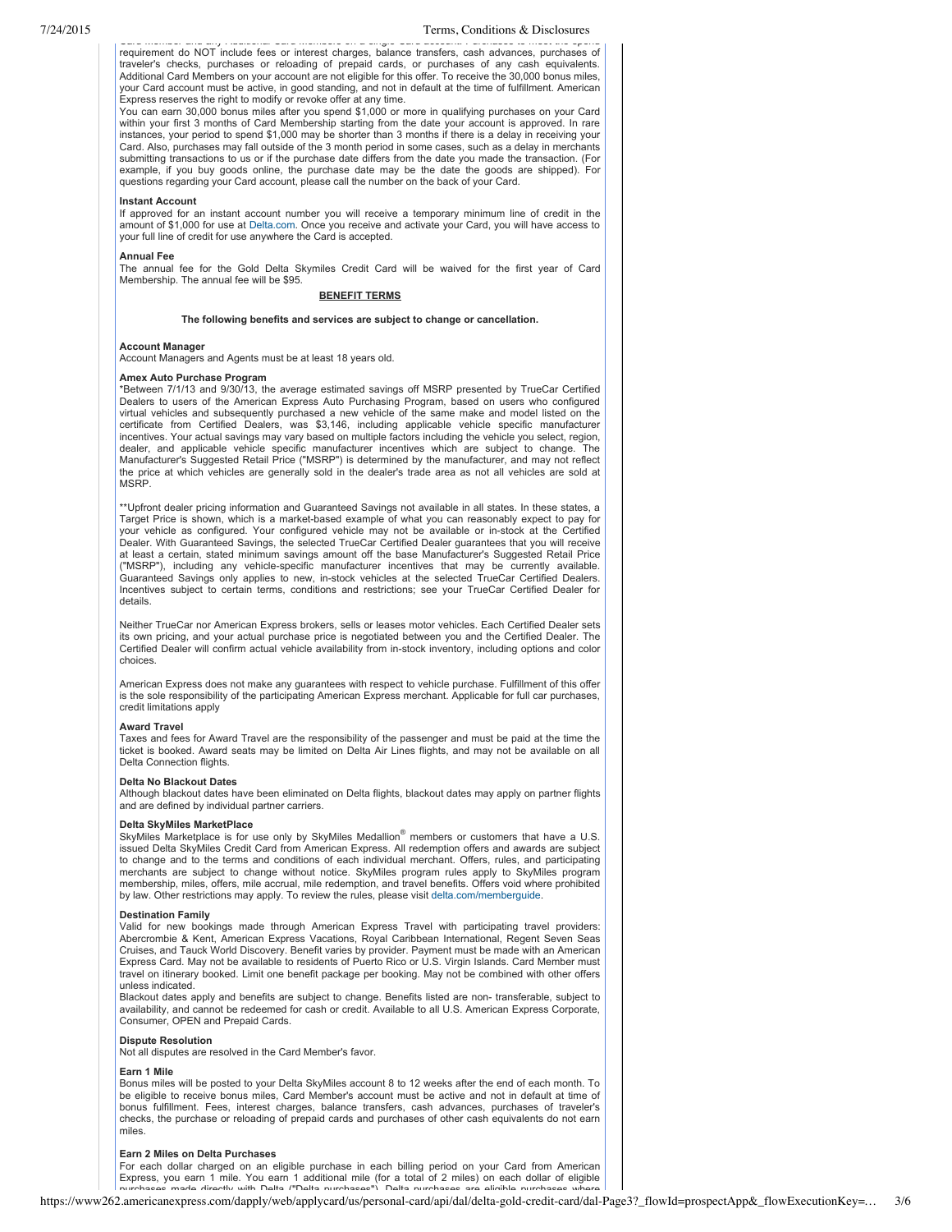Card Member and any Additional Card Members on a single Card account. Purchases to meet the spend requirement do NOT include fees or interest charges, balance transfers, cash advances, purchases of traveler's checks, purchases or reloading of prepaid cards, or purchases of any cash equivalents. Additional Card Members on your account are not eligible for this offer. To receive the 30,000 bonus miles, your Card account must be active, in good standing, and not in default at the time of fulfillment. American Express reserves the right to modify or revoke offer at any time.

You can earn 30,000 bonus miles after you spend $1,000 or more in qualifying purchases on your Card within your first 3 months of Card Membership starting from the date your account is approved. In rare instances, your period to spend $1,000 may be shorter than 3 months if there is a delay in receiving your Card. Also, purchases may fall outside of the 3 month period in some cases, such as a delay in merchants submitting transactions to us or if the purchase date differs from the date you made the transaction. (For example, if you buy goods online, the purchase date may be the date the goods are shipped). For questions regarding your Card account, please call the number on the back of your Card.

**Instant Account**

If approved for an instant account number you will receive a temporary minimum line of credit in the amount of $1,000 for use at Delta.com. Once you receive and activate your Card, you will have access to your full line of credit for use anywhere the Card is accepted.

**Annual Fee**

The annual fee for the Gold Delta Skymiles Credit Card will be waived for the first year of Card Membership. The annual fee will be $95.

## BENEFIT TERMS

**The following benefits and services are subject to change or cancellation.**

**Account Manager**

Account Managers and Agents must be at least 18 years old.

**Amex Auto Purchase Program**

*Between 7/1/13 and 9/30/13, the average estimated savings off MSRP presented by TrueCar Certified Dealers to users of the American Express Auto Purchasing Program, based on users who configured virtual vehicles and subsequently purchased a new vehicle of the same make and model listed on the certificate from Certified Dealers, was $3,146, including applicable vehicle specific manufacturer incentives. Your actual savings may vary based on multiple factors including the vehicle you select, region, dealer, and applicable vehicle specific manufacturer incentives which are subject to change. The Manufacturer's Suggested Retail Price ("MSRP") is determined by the manufacturer, and may not reflect the price at which vehicles are generally sold in the dealer's trade area as not all vehicles are sold at MSRP.

**Upfront dealer pricing information and Guaranteed Savings not available in all states. In these states, a Target Price is shown, which is a market-based example of what you can reasonably expect to pay for your vehicle as configured. Your configured vehicle may not be available or in-stock at the Certified Dealer. With Guaranteed Savings, the selected TrueCar Certified Dealer guarantees that you will receive at least a certain, stated minimum savings amount off the base Manufacturer's Suggested Retail Price ("MSRP"), including any vehicle-specific manufacturer incentives that may be currently available. Guaranteed Savings only applies to new, in-stock vehicles at the selected TrueCar Certified Dealers. Incentives subject to certain terms, conditions and restrictions; see your TrueCar Certified Dealer for details.

Neither TrueCar nor American Express brokers, sells or leases motor vehicles. Each Certified Dealer sets its own pricing, and your actual purchase price is negotiated between you and the Certified Dealer. The Certified Dealer will confirm actual vehicle availability from in-stock inventory, including options and color choices.

American Express does not make any guarantees with respect to vehicle purchase. Fulfillment of this offer is the sole responsibility of the participating American Express merchant. Applicable for full car purchases, credit limitations apply

**Award Travel**

Taxes and fees for Award Travel are the responsibility of the passenger and must be paid at the time the ticket is booked. Award seats may be limited on Delta Air Lines flights, and may not be available on all Delta Connection flights.

**Delta No Blackout Dates**

Although blackout dates have been eliminated on Delta flights, blackout dates may apply on partner flights and are defined by individual partner carriers.

**Delta SkyMiles MarketPlace**

SkyMiles Marketplace is for use only by SkyMiles Medallion® members or customers that have a U.S. issued Delta SkyMiles Credit Card from American Express. All redemption offers and awards are subject to change and to the terms and conditions of each individual merchant. Offers, rules, and participating merchants are subject to change without notice. SkyMiles program rules apply to SkyMiles program membership, miles, offers, mile accrual, mile redemption, and travel benefits. Offers void where prohibited by law. Other restrictions may apply. To review the rules, please visit delta.com/memberguide.

**Destination Family**

Valid for new bookings made through American Express Travel with participating travel providers: Abercrombie & Kent, American Express Vacations, Royal Caribbean International, Regent Seven Seas Cruises, and Tauck World Discovery. Benefit varies by provider. Payment must be made with an American Express Card. May not be available to residents of Puerto Rico or U.S. Virgin Islands. Card Member must travel on itinerary booked. Limit one benefit package per booking. May not be combined with other offers unless indicated.

Blackout dates apply and benefits are subject to change. Benefits listed are non- transferable, subject to availability, and cannot be redeemed for cash or credit. Available to all U.S. American Express Corporate, Consumer, OPEN and Prepaid Cards.

**Dispute Resolution**

Not all disputes are resolved in the Card Member's favor.

**Earn 1 Mile**

Bonus miles will be posted to your Delta SkyMiles account 8 to 12 weeks after the end of each month. To be eligible to receive bonus miles, Card Member's account must be active and not in default at time of bonus fulfillment. Fees, interest charges, balance transfers, cash advances, purchases of traveler's checks, the purchase or reloading of prepaid cards and purchases of other cash equivalents do not earn miles.

**Earn 2 Miles on Delta Purchases**

For each dollar charged on an eligible purchase in each billing period on your Card from American Express, you earn 1 mile. You earn 1 additional mile (for a total of 2 miles) on each dollar of eligible purchases made directly with Delta ("Delta purchases"). Delta purchases are eligible purchases where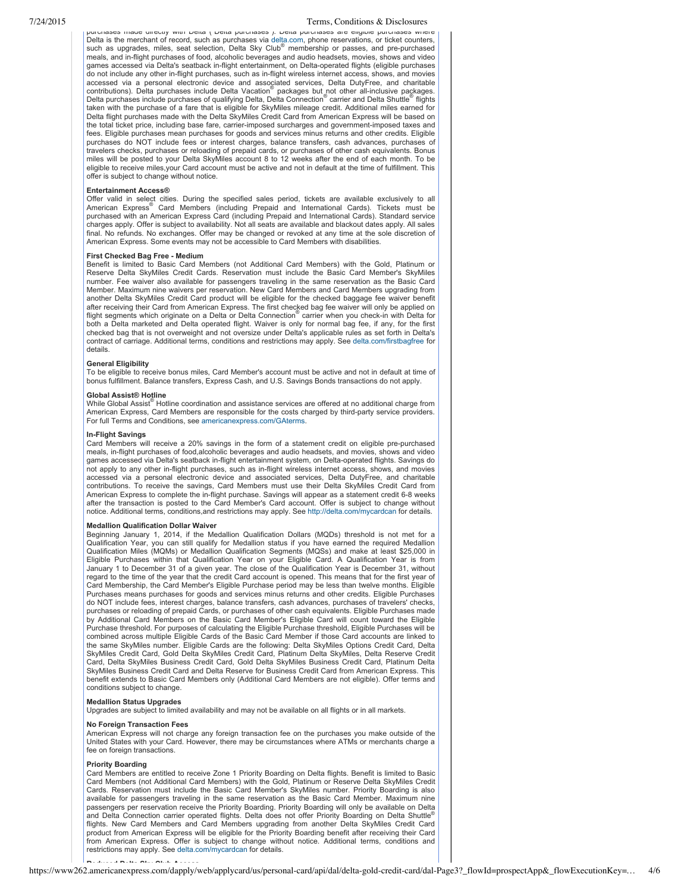purchases made directly with Delta ("Delta purchases"). Delta purchases are eligible purchases where Delta is the merchant of record, such as purchases via delta.com, phone reservations, or ticket counters, such as upgrades, miles, seat selection, Delta Sky Club® membership or passes, and pre-purchased meals, and in-flight purchases of food, alcoholic beverages and audio headsets, movies, shows and video games accessed via Delta's seatback in-flight entertainment, on Delta-operated flights (eligible purchases do not include any other in-flight purchases, such as in-flight wireless internet access, shows, and movies accessed via a personal electronic device and associated services, Delta DutyFree, and charitable contributions). Delta purchases include Delta Vacation® packages but not other all-inclusive packages. Delta purchases include purchases of qualifying Delta, Delta Connection® carrier and Delta Shuttle® flights taken with the purchase of a fare that is eligible for SkyMiles mileage credit. Additional miles earned for Delta flight purchases made with the Delta SkyMiles Credit Card from American Express will be based on the total ticket price, including base fare, carrier-imposed surcharges and government-imposed taxes and fees. Eligible purchases mean purchases for goods and services minus returns and other credits. Eligible purchases do NOT include fees or interest charges, balance transfers, cash advances, purchases of travelers checks, purchases or reloading of prepaid cards, or purchases of other cash equivalents. Bonus miles will be posted to your Delta SkyMiles account 8 to 12 weeks after the end of each month. To be eligible to receive miles,your Card account must be active and not in default at the time of fulfillment. This offer is subject to change without notice.

**Entertainment Access®**

Offer valid in select cities. During the specified sales period, tickets are available exclusively to all American Express® Card Members (including Prepaid and International Cards). Tickets must be purchased with an American Express Card (including Prepaid and International Cards). Standard service charges apply. Offer is subject to availability. Not all seats are available and blackout dates apply. All sales final. No refunds. No exchanges. Offer may be changed or revoked at any time at the sole discretion of American Express. Some events may not be accessible to Card Members with disabilities.

**First Checked Bag Free - Medium**

Benefit is limited to Basic Card Members (not Additional Card Members) with the Gold, Platinum or Reserve Delta SkyMiles Credit Cards. Reservation must include the Basic Card Member's SkyMiles number. Fee waiver also available for passengers traveling in the same reservation as the Basic Card Member. Maximum nine waivers per reservation. New Card Members and Card Members upgrading from another Delta SkyMiles Credit Card product will be eligible for the checked baggage fee waiver benefit after receiving their Card from American Express. The first checked bag fee waiver will only be applied on flight segments which originate on a Delta or Delta Connection® carrier when you check-in with Delta for both a Delta marketed and Delta operated flight. Waiver is only for normal bag fee, if any, for the first checked bag that is not overweight and not oversize under Delta's applicable rules as set forth in Delta's contract of carriage. Additional terms, conditions and restrictions may apply. See delta.com/firstbagfree for details.

**General Eligibility**

To be eligible to receive bonus miles, Card Member's account must be active and not in default at time of bonus fulfillment. Balance transfers, Express Cash, and U.S. Savings Bonds transactions do not apply.

**Global Assist® Hotline**

While Global Assist® Hotline coordination and assistance services are offered at no additional charge from American Express, Card Members are responsible for the costs charged by third-party service providers. For full Terms and Conditions, see americanexpress.com/GAterms.

**In-Flight Savings**

Card Members will receive a 20% savings in the form of a statement credit on eligible pre-purchased meals, in-flight purchases of food,alcoholic beverages and audio headsets, and movies, shows and video games accessed via Delta's seatback in-flight entertainment system, on Delta-operated flights. Savings do not apply to any other in-flight purchases, such as in-flight wireless internet access, shows, and movies accessed via a personal electronic device and associated services, Delta DutyFree, and charitable contributions. To receive the savings, Card Members must use their Delta SkyMiles Credit Card from American Express to complete the in-flight purchase. Savings will appear as a statement credit 6-8 weeks after the transaction is posted to the Card Member's Card account. Offer is subject to change without notice. Additional terms, conditions,and restrictions may apply. See http://delta.com/mycardcan for details.

**Medallion Qualification Dollar Waiver**

Beginning January 1, 2014, if the Medallion Qualification Dollars (MQDs) threshold is not met for a Qualification Year, you can still qualify for Medallion status if you have earned the required Medallion Qualification Miles (MQMs) or Medallion Qualification Segments (MQSs) and make at least $25,000 in Eligible Purchases within that Qualification Year on your Eligible Card. A Qualification Year is from January 1 to December 31 of a given year. The close of the Qualification Year is December 31, without regard to the time of the year that the credit Card account is opened. This means that for the first year of Card Membership, the Card Member's Eligible Purchase period may be less than twelve months. Eligible Purchases means purchases for goods and services minus returns and other credits. Eligible Purchases do NOT include fees, interest charges, balance transfers, cash advances, purchases of travelers' checks, purchases or reloading of prepaid Cards, or purchases of other cash equivalents. Eligible Purchases made by Additional Card Members on the Basic Card Member's Eligible Card will count toward the Eligible Purchase threshold. For purposes of calculating the Eligible Purchase threshold, Eligible Purchases will be combined across multiple Eligible Cards of the Basic Card Member if those Card accounts are linked to the same SkyMiles number. Eligible Cards are the following: Delta SkyMiles Options Credit Card, Delta SkyMiles Credit Card, Gold Delta SkyMiles Credit Card, Platinum Delta SkyMiles, Delta Reserve Credit Card, Delta SkyMiles Business Credit Card, Gold Delta SkyMiles Business Credit Card, Platinum Delta SkyMiles Business Credit Card and Delta Reserve for Business Credit Card from American Express. This benefit extends to Basic Card Members only (Additional Card Members are not eligible). Offer terms and conditions subject to change.

**Medallion Status Upgrades**

Upgrades are subject to limited availability and may not be available on all flights or in all markets.

**No Foreign Transaction Fees**

American Express will not charge any foreign transaction fee on the purchases you make outside of the United States with your Card. However, there may be circumstances where ATMs or merchants charge a fee on foreign transactions.

**Priority Boarding**

Card Members are entitled to receive Zone 1 Priority Boarding on Delta flights. Benefit is limited to Basic Card Members (not Additional Card Members) with the Gold, Platinum or Reserve Delta SkyMiles Credit Cards. Reservation must include the Basic Card Member's SkyMiles number. Priority Boarding is also available for passengers traveling in the same reservation as the Basic Card Member. Maximum nine passengers per reservation receive the Priority Boarding. Priority Boarding will only be available on Delta and Delta Connection carrier operated flights. Delta does not offer Priority Boarding on Delta Shuttle® flights. New Card Members and Card Members upgrading from another Delta SkyMiles Credit Card product from American Express will be eligible for the Priority Boarding benefit after receiving their Card from American Express. Offer is subject to change without notice. Additional terms, conditions and restrictions may apply. See delta.com/mycardcan for details.

**Reduced Delta Sky Club Access**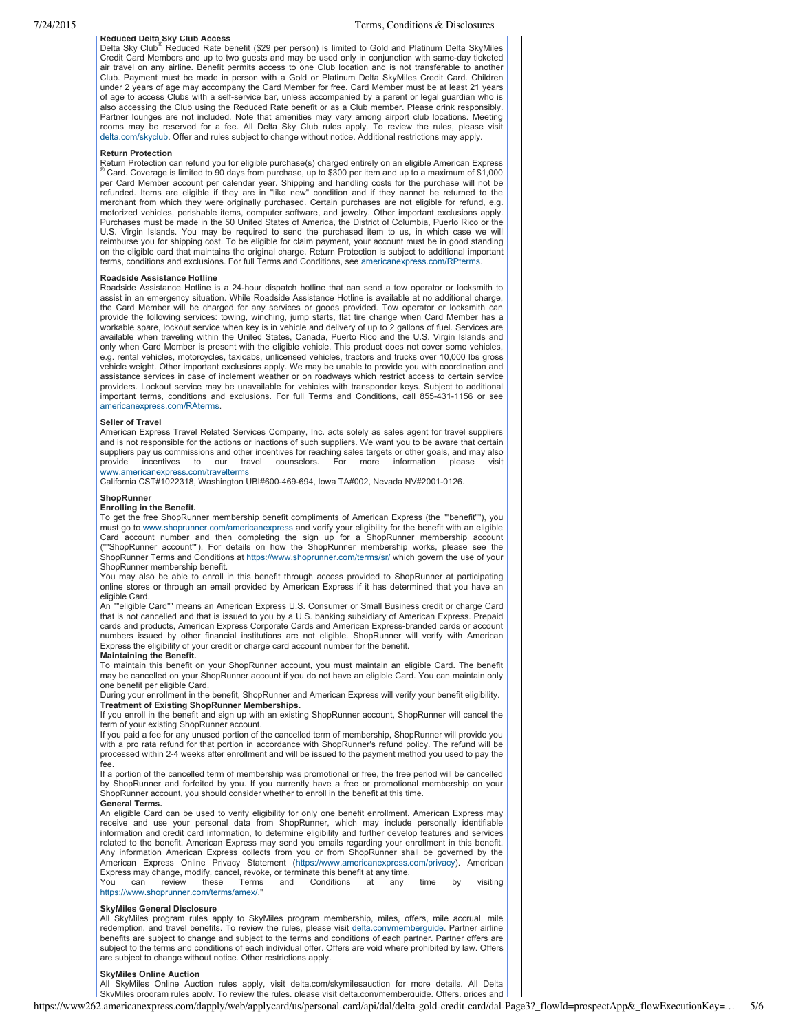**Reduced Delta Sky Club Access**

Delta Sky Club® Reduced Rate benefit ($29 per person) is limited to Gold and Platinum Delta SkyMiles Credit Card Members and up to two guests and may be used only in conjunction with same-day ticketed air travel on any airline. Benefit permits access to one Club location and is not transferable to another Club. Payment must be made in person with a Gold or Platinum Delta SkyMiles Credit Card. Children under 2 years of age may accompany the Card Member for free. Card Member must be at least 21 years of age to access Clubs with a self-service bar, unless accompanied by a parent or legal guardian who is also accessing the Club using the Reduced Rate benefit or as a Club member. Please drink responsibly. Partner lounges are not included. Note that amenities may vary among airport club locations. Meeting rooms may be reserved for a fee. All Delta Sky Club rules apply. To review the rules, please visit delta.com/skyclub. Offer and rules subject to change without notice. Additional restrictions may apply.

**Return Protection**

Return Protection can refund you for eligible purchase(s) charged entirely on an eligible American Express ® Card. Coverage is limited to 90 days from purchase, up to $300 per item and up to a maximum of $1,000 per Card Member account per calendar year. Shipping and handling costs for the purchase will not be refunded. Items are eligible if they are in "like new" condition and if they cannot be returned to the merchant from which they were originally purchased. Certain purchases are not eligible for refund, e.g. motorized vehicles, perishable items, computer software, and jewelry. Other important exclusions apply. Purchases must be made in the 50 United States of America, the District of Columbia, Puerto Rico or the U.S. Virgin Islands. You may be required to send the purchased item to us, in which case we will reimburse you for shipping cost. To be eligible for claim payment, your account must be in good standing on the eligible card that maintains the original charge. Return Protection is subject to additional important terms, conditions and exclusions. For full Terms and Conditions, see americanexpress.com/RPterms.

**Roadside Assistance Hotline**

Roadside Assistance Hotline is a 24-hour dispatch hotline that can send a tow operator or locksmith to assist in an emergency situation. While Roadside Assistance Hotline is available at no additional charge, the Card Member will be charged for any services or goods provided. Tow operator or locksmith can provide the following services: towing, winching, jump starts, flat tire change when Card Member has a workable spare, lockout service when key is in vehicle and delivery of up to 2 gallons of fuel. Services are available when traveling within the United States, Canada, Puerto Rico and the U.S. Virgin Islands and only when Card Member is present with the eligible vehicle. This product does not cover some vehicles, e.g. rental vehicles, motorcycles, taxicabs, unlicensed vehicles, tractors and trucks over 10,000 lbs gross vehicle weight. Other important exclusions apply. We may be unable to provide you with coordination and assistance services in case of inclement weather or on roadways which restrict access to certain service providers. Lockout service may be unavailable for vehicles with transponder keys. Subject to additional important terms, conditions and exclusions. For full Terms and Conditions, call 855-431-1156 or see americanexpress.com/RAterms.

**Seller of Travel**

American Express Travel Related Services Company, Inc. acts solely as sales agent for travel suppliers and is not responsible for the actions or inactions of such suppliers. We want you to be aware that certain suppliers pay us commissions and other incentives for reaching sales targets or other goals, and may also provide incentives to our travel counselors. For more information please visit www.americanexpress.com/travelterms

California CST#1022318, Washington UBI#600-469-694, Iowa TA#002, Nevada NV#2001-0126.

**ShopRunner**

**Enrolling in the Benefit.**

To get the free ShopRunner membership benefit compliments of American Express (the ""benefit""), you must go to www.shoprunner.com/americanexpress and verify your eligibility for the benefit with an eligible Card account number and then completing the sign up for a ShopRunner membership account (""ShopRunner account""). For details on how the ShopRunner membership works, please see the ShopRunner Terms and Conditions at https://www.shoprunner.com/terms/sr/ which govern the use of your ShopRunner membership benefit.

You may also be able to enroll in this benefit through access provided to ShopRunner at participating online stores or through an email provided by American Express if it has determined that you have an eligible Card.

An ""eligible Card"" means an American Express U.S. Consumer or Small Business credit or charge Card that is not cancelled and that is issued to you by a U.S. banking subsidiary of American Express. Prepaid cards and products, American Express Corporate Cards and American Express-branded cards or account numbers issued by other financial institutions are not eligible. ShopRunner will verify with American Express the eligibility of your credit or charge card account number for the benefit.

**Maintaining the Benefit.**

To maintain this benefit on your ShopRunner account, you must maintain an eligible Card. The benefit may be cancelled on your ShopRunner account if you do not have an eligible Card. You can maintain only one benefit per eligible Card.

During your enrollment in the benefit, ShopRunner and American Express will verify your benefit eligibility.

**Treatment of Existing ShopRunner Memberships.**

If you enroll in the benefit and sign up with an existing ShopRunner account, ShopRunner will cancel the term of your existing ShopRunner account.

If you paid a fee for any unused portion of the cancelled term of membership, ShopRunner will provide you with a pro rata refund for that portion in accordance with ShopRunner's refund policy. The refund will be processed within 2-4 weeks after enrollment and will be issued to the payment method you used to pay the fee.

If a portion of the cancelled term of membership was promotional or free, the free period will be cancelled by ShopRunner and forfeited by you. If you currently have a free or promotional membership on your ShopRunner account, you should consider whether to enroll in the benefit at this time.

**General Terms.**

An eligible Card can be used to verify eligibility for only one benefit enrollment. American Express may receive and use your personal data from ShopRunner, which may include personally identifiable information and credit card information, to determine eligibility and further develop features and services related to the benefit. American Express may send you emails regarding your enrollment in this benefit. Any information American Express collects from you or from ShopRunner shall be governed by the American Express Online Privacy Statement (https://www.americanexpress.com/privacy). American Express may change, modify, cancel, revoke, or terminate this benefit at any time.

You can review these Terms and Conditions at any time by visiting https://www.shoprunner.com/terms/amex/."

**SkyMiles General Disclosure**

All SkyMiles program rules apply to SkyMiles program membership, miles, offers, mile accrual, mile redemption, and travel benefits. To review the rules, please visit delta.com/memberguide. Partner airline benefits are subject to change and subject to the terms and conditions of each partner. Partner offers are subject to the terms and conditions of each individual offer. Offers are void where prohibited by law. Offers are subject to change without notice. Other restrictions apply.

**SkyMiles Online Auction**

All SkyMiles Online Auction rules apply, visit delta.com/skymilesauction for more details. All Delta SkyMiles program rules apply. To review the rules, please visit delta.com/memberguide. Offers, prices and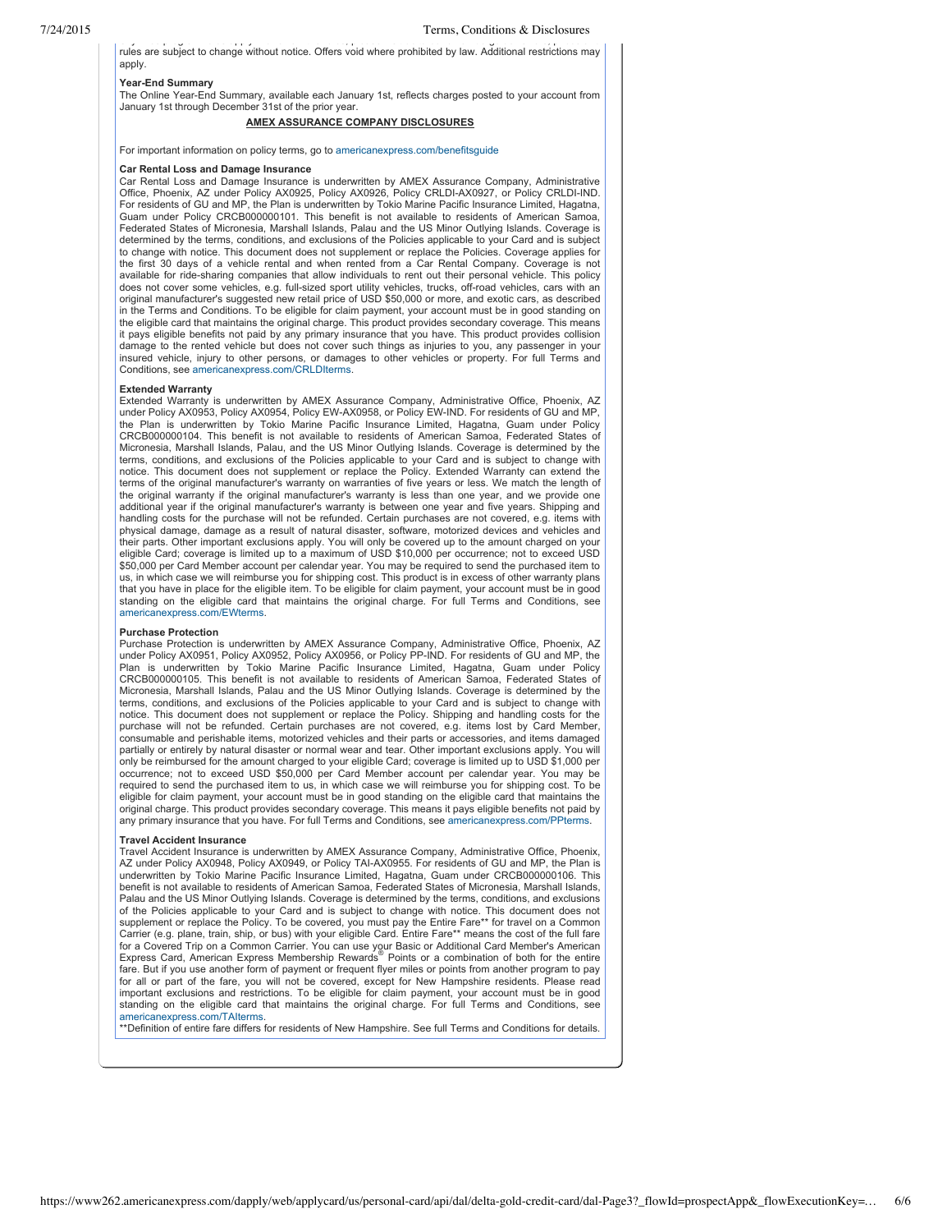rules are subject to change without notice. Offers void where prohibited by law. Additional restrictions may apply.

**Year-End Summary**

The Online Year-End Summary, available each January 1st, reflects charges posted to your account from January 1st through December 31st of the prior year.

**AMEX ASSURANCE COMPANY DISCLOSURES**

For important information on policy terms, go to americanexpress.com/benefitsguide

**Car Rental Loss and Damage Insurance**

Car Rental Loss and Damage Insurance is underwritten by AMEX Assurance Company, Administrative Office, Phoenix, AZ under Policy AX0925, Policy AX0926, Policy CRLDI-AX0927, or Policy CRLDI-IND. For residents of GU and MP, the Plan is underwritten by Tokio Marine Pacific Insurance Limited, Hagatna, Guam under Policy CRCB000000101. This benefit is not available to residents of American Samoa, Federated States of Micronesia, Marshall Islands, Palau and the US Minor Outlying Islands. Coverage is determined by the terms, conditions, and exclusions of the Policies applicable to your Card and is subject to change with notice. This document does not supplement or replace the Policies. Coverage applies for the first 30 days of a vehicle rental and when rented from a Car Rental Company. Coverage is not available for ride-sharing companies that allow individuals to rent out their personal vehicle. This policy does not cover some vehicles, e.g. full-sized sport utility vehicles, trucks, off-road vehicles, cars with an original manufacturer's suggested new retail price of USD $50,000 or more, and exotic cars, as described in the Terms and Conditions. To be eligible for claim payment, your account must be in good standing on the eligible card that maintains the original charge. This product provides secondary coverage. This means it pays eligible benefits not paid by any primary insurance that you have. This product provides collision damage to the rented vehicle but does not cover such things as injuries to you, any passenger in your insured vehicle, injury to other persons, or damages to other vehicles or property. For full Terms and Conditions, see americanexpress.com/CRLDIterms.

**Extended Warranty**

Extended Warranty is underwritten by AMEX Assurance Company, Administrative Office, Phoenix, AZ under Policy AX0953, Policy AX0954, Policy EW-AX0958, or Policy EW-IND. For residents of GU and MP, the Plan is underwritten by Tokio Marine Pacific Insurance Limited, Hagatna, Guam under Policy CRCB000000104. This benefit is not available to residents of American Samoa, Federated States of Micronesia, Marshall Islands, Palau, and the US Minor Outlying Islands. Coverage is determined by the terms, conditions, and exclusions of the Policies applicable to your Card and is subject to change with notice. This document does not supplement or replace the Policy. Extended Warranty can extend the terms of the original manufacturer's warranty on warranties of five years or less. We match the length of the original warranty if the original manufacturer's warranty is less than one year, and we provide one additional year if the original manufacturer's warranty is between one year and five years. Shipping and handling costs for the purchase will not be refunded. Certain purchases are not covered, e.g. items with physical damage, damage as a result of natural disaster, software, motorized devices and vehicles and their parts. Other important exclusions apply. You will only be covered up to the amount charged on your eligible Card; coverage is limited up to a maximum of USD $10,000 per occurrence; not to exceed USD $50,000 per Card Member account per calendar year. You may be required to send the purchased item to us, in which case we will reimburse you for shipping cost. This product is in excess of other warranty plans that you have in place for the eligible item. To be eligible for claim payment, your account must be in good standing on the eligible card that maintains the original charge. For full Terms and Conditions, see americanexpress.com/EWterms.

**Purchase Protection**

Purchase Protection is underwritten by AMEX Assurance Company, Administrative Office, Phoenix, AZ under Policy AX0951, Policy AX0952, Policy AX0956, or Policy PP-IND. For residents of GU and MP, the Plan is underwritten by Tokio Marine Pacific Insurance Limited, Hagatna, Guam under Policy CRCB000000105. This benefit is not available to residents of American Samoa, Federated States of Micronesia, Marshall Islands, Palau and the US Minor Outlying Islands. Coverage is determined by the terms, conditions, and exclusions of the Policies applicable to your Card and is subject to change with notice. This document does not supplement or replace the Policy. Shipping and handling costs for the purchase will not be refunded. Certain purchases are not covered, e.g. items lost by Card Member, consumable and perishable items, motorized vehicles and their parts or accessories, and items damaged partially or entirely by natural disaster or normal wear and tear. Other important exclusions apply. You will only be reimbursed for the amount charged to your eligible Card; coverage is limited up to USD $1,000 per occurrence; not to exceed USD $50,000 per Card Member account per calendar year. You may be required to send the purchased item to us, in which case we will reimburse you for shipping cost. To be eligible for claim payment, your account must be in good standing on the eligible card that maintains the original charge. This product provides secondary coverage. This means it pays eligible benefits not paid by any primary insurance that you have. For full Terms and Conditions, see americanexpress.com/PPterms.

**Travel Accident Insurance**

Travel Accident Insurance is underwritten by AMEX Assurance Company, Administrative Office, Phoenix, AZ under Policy AX0948, Policy AX0949, or Policy TAI-AX0955. For residents of GU and MP, the Plan is underwritten by Tokio Marine Pacific Insurance Limited, Hagatna, Guam under CRCB000000106. This benefit is not available to residents of American Samoa, Federated States of Micronesia, Marshall Islands, Palau and the US Minor Outlying Islands. Coverage is determined by the terms, conditions, and exclusions of the Policies applicable to your Card and is subject to change with notice. This document does not supplement or replace the Policy. To be covered, you must pay the Entire Fare** for travel on a Common Carrier (e.g. plane, train, ship, or bus) with your eligible Card. Entire Fare** means the cost of the full fare for a Covered Trip on a Common Carrier. You can use your Basic or Additional Card Member's American Express Card, American Express Membership Rewards® Points or a combination of both for the entire fare. But if you use another form of payment or frequent flyer miles or points from another program to pay for all or part of the fare, you will not be covered, except for New Hampshire residents. Please read important exclusions and restrictions. To be eligible for claim payment, your account must be in good standing on the eligible card that maintains the original charge. For full Terms and Conditions, see americanexpress.com/TAIterms.

**Definition of entire fare differs for residents of New Hampshire. See full Terms and Conditions for details.